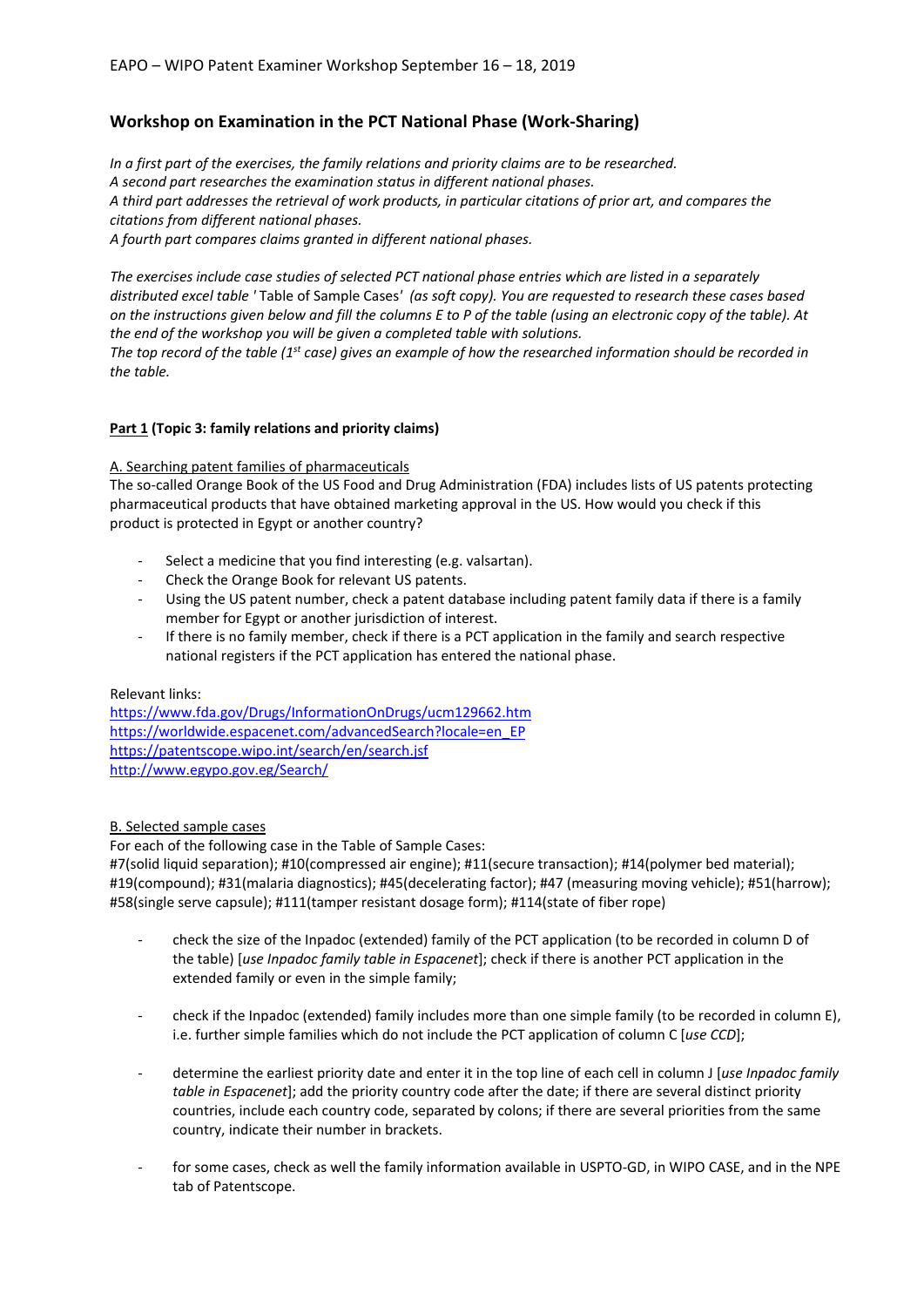EAPO – WIPO Patent Examiner Workshop September 16 – 18, 2019

## Workshop on Examination in the PCT National Phase (Work-Sharing)

*In a first part of the exercises, the family relations and priority claims are to be researched.*
*A second part researches the examination status in different national phases.*
*A third part addresses the retrieval of work products, in particular citations of prior art, and compares the citations from different national phases.*
*A fourth part compares claims granted in different national phases.*

*The exercises include case studies of selected PCT national phase entries which are listed in a separately distributed excel table '* Table of Sample Cases' *(as soft copy). You are requested to research these cases based on the instructions given below and fill the columns E to P of the table (using an electronic copy of the table). At the end of the workshop you will be given a completed table with solutions.*
*The top record of the table (1st case) gives an example of how the researched information should be recorded in the table.*

### <u>Part 1</u> (Topic 3: family relations and priority claims)

<u>A. Searching patent families of pharmaceuticals</u>

The so-called Orange Book of the US Food and Drug Administration (FDA) includes lists of US patents protecting pharmaceutical products that have obtained marketing approval in the US. How would you check if this product is protected in Egypt or another country?

- Select a medicine that you find interesting (e.g. valsartan).
- Check the Orange Book for relevant US patents.
- Using the US patent number, check a patent database including patent family data if there is a family member for Egypt or another jurisdiction of interest.
- If there is no family member, check if there is a PCT application in the family and search respective national registers if the PCT application has entered the national phase.

Relevant links:
https://www.fda.gov/Drugs/InformationOnDrugs/ucm129662.htm
https://worldwide.espacenet.com/advancedSearch?locale=en_EP
https://patentscope.wipo.int/search/en/search.jsf
http://www.egypo.gov.eg/Search/

<u>B. Selected sample cases</u>

For each of the following case in the Table of Sample Cases:
#7(solid liquid separation); #10(compressed air engine); #11(secure transaction); #14(polymer bed material); #19(compound); #31(malaria diagnostics); #45(decelerating factor); #47 (measuring moving vehicle); #51(harrow); #58(single serve capsule); #111(tamper resistant dosage form); #114(state of fiber rope)

- check the size of the Inpadoc (extended) family of the PCT application (to be recorded in column D of the table) [*use Inpadoc family table in Espacenet*]; check if there is another PCT application in the extended family or even in the simple family;
- check if the Inpadoc (extended) family includes more than one simple family (to be recorded in column E), i.e. further simple families which do not include the PCT application of column C [*use CCD*];
- determine the earliest priority date and enter it in the top line of each cell in column J [*use Inpadoc family table in Espacenet*]; add the priority country code after the date; if there are several distinct priority countries, include each country code, separated by colons; if there are several priorities from the same country, indicate their number in brackets.
- for some cases, check as well the family information available in USPTO-GD, in WIPO CASE, and in the NPE tab of Patentscope.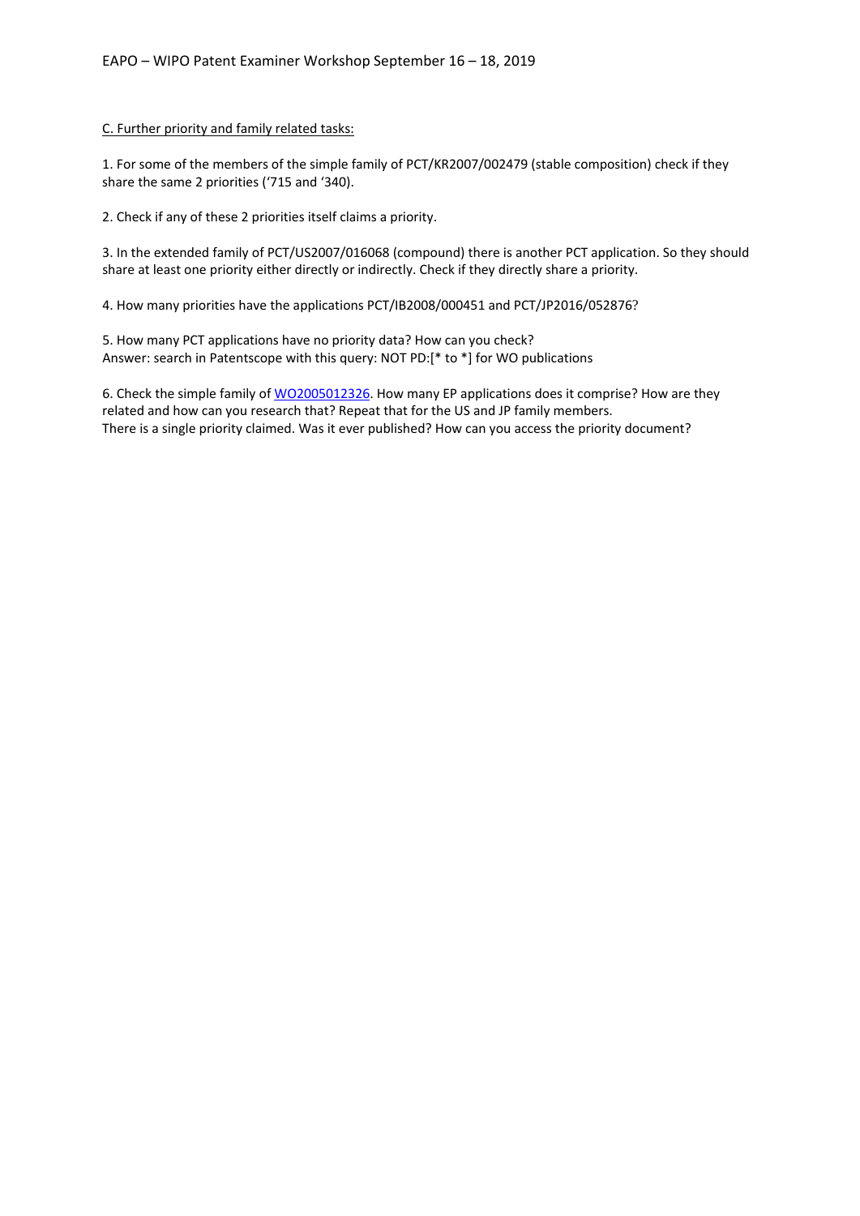C. Further priority and family related tasks:

1. For some of the members of the simple family of PCT/KR2007/002479 (stable composition) check if they share the same 2 priorities ('715 and '340).

2. Check if any of these 2 priorities itself claims a priority.

3. In the extended family of PCT/US2007/016068 (compound) there is another PCT application. So they should share at least one priority either directly or indirectly. Check if they directly share a priority.

4. How many priorities have the applications PCT/IB2008/000451 and PCT/JP2016/052876?

5. How many PCT applications have no priority data? How can you check?
Answer: search in Patentscope with this query: NOT PD:[* to *] for WO publications

6. Check the simple family of WO2005012326. How many EP applications does it comprise? How are they related and how can you research that? Repeat that for the US and JP family members.
There is a single priority claimed. Was it ever published? How can you access the priority document?